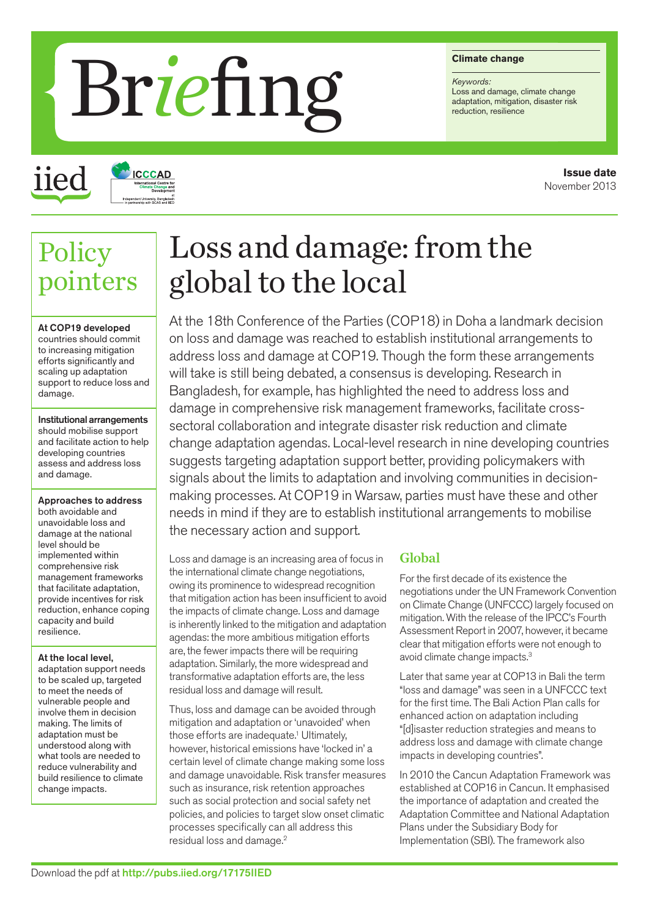# Briefing

**Climate change**

*Keywords:*
Loss and damage, climate change adaptation, mitigation, disaster risk reduction, resilience

iied

ICCCAD
International Centre for Climate Change and Development
at Independent University, Bangladesh in partnership with BCAS and IIED

**Issue date**
November 2013

## Policy pointers

**At COP19 developed** countries should commit to increasing mitigation efforts significantly and scaling up adaptation support to reduce loss and damage.

**Institutional arrangements** should mobilise support and facilitate action to help developing countries assess and address loss and damage.

**Approaches to address** both avoidable and unavoidable loss and damage at the national level should be implemented within comprehensive risk management frameworks that facilitate adaptation, provide incentives for risk reduction, enhance coping capacity and build resilience.

**At the local level,** adaptation support needs to be scaled up, targeted to meet the needs of vulnerable people and involve them in decision making. The limits of adaptation must be understood along with what tools are needed to reduce vulnerability and build resilience to climate change impacts.

# Loss and damage: from the global to the local

At the 18th Conference of the Parties (COP18) in Doha a landmark decision on loss and damage was reached to establish institutional arrangements to address loss and damage at COP19. Though the form these arrangements will take is still being debated, a consensus is developing. Research in Bangladesh, for example, has highlighted the need to address loss and damage in comprehensive risk management frameworks, facilitate cross-sectoral collaboration and integrate disaster risk reduction and climate change adaptation agendas. Local-level research in nine developing countries suggests targeting adaptation support better, providing policymakers with signals about the limits to adaptation and involving communities in decision-making processes. At COP19 in Warsaw, parties must have these and other needs in mind if they are to establish institutional arrangements to mobilise the necessary action and support.

Loss and damage is an increasing area of focus in the international climate change negotiations, owing its prominence to widespread recognition that mitigation action has been insufficient to avoid the impacts of climate change. Loss and damage is inherently linked to the mitigation and adaptation agendas: the more ambitious mitigation efforts are, the fewer impacts there will be requiring adaptation. Similarly, the more widespread and transformative adaptation efforts are, the less residual loss and damage will result.

Thus, loss and damage can be avoided through mitigation and adaptation or 'unavoided' when those efforts are inadequate.[1] Ultimately, however, historical emissions have 'locked in' a certain level of climate change making some loss and damage unavoidable. Risk transfer measures such as insurance, risk retention approaches such as social protection and social safety net policies, and policies to target slow onset climatic processes specifically can all address this residual loss and damage.[2]

## Global

For the first decade of its existence the negotiations under the UN Framework Convention on Climate Change (UNFCCC) largely focused on mitigation. With the release of the IPCC's Fourth Assessment Report in 2007, however, it became clear that mitigation efforts were not enough to avoid climate change impacts.[3]

Later that same year at COP13 in Bali the term "loss and damage" was seen in a UNFCCC text for the first time. The Bali Action Plan calls for enhanced action on adaptation including "[d]isaster reduction strategies and means to address loss and damage with climate change impacts in developing countries".

In 2010 the Cancun Adaptation Framework was established at COP16 in Cancun. It emphasised the importance of adaptation and created the Adaptation Committee and National Adaptation Plans under the Subsidiary Body for Implementation (SBI). The framework also

Download the pdf at **http://pubs.iied.org/17175IIED**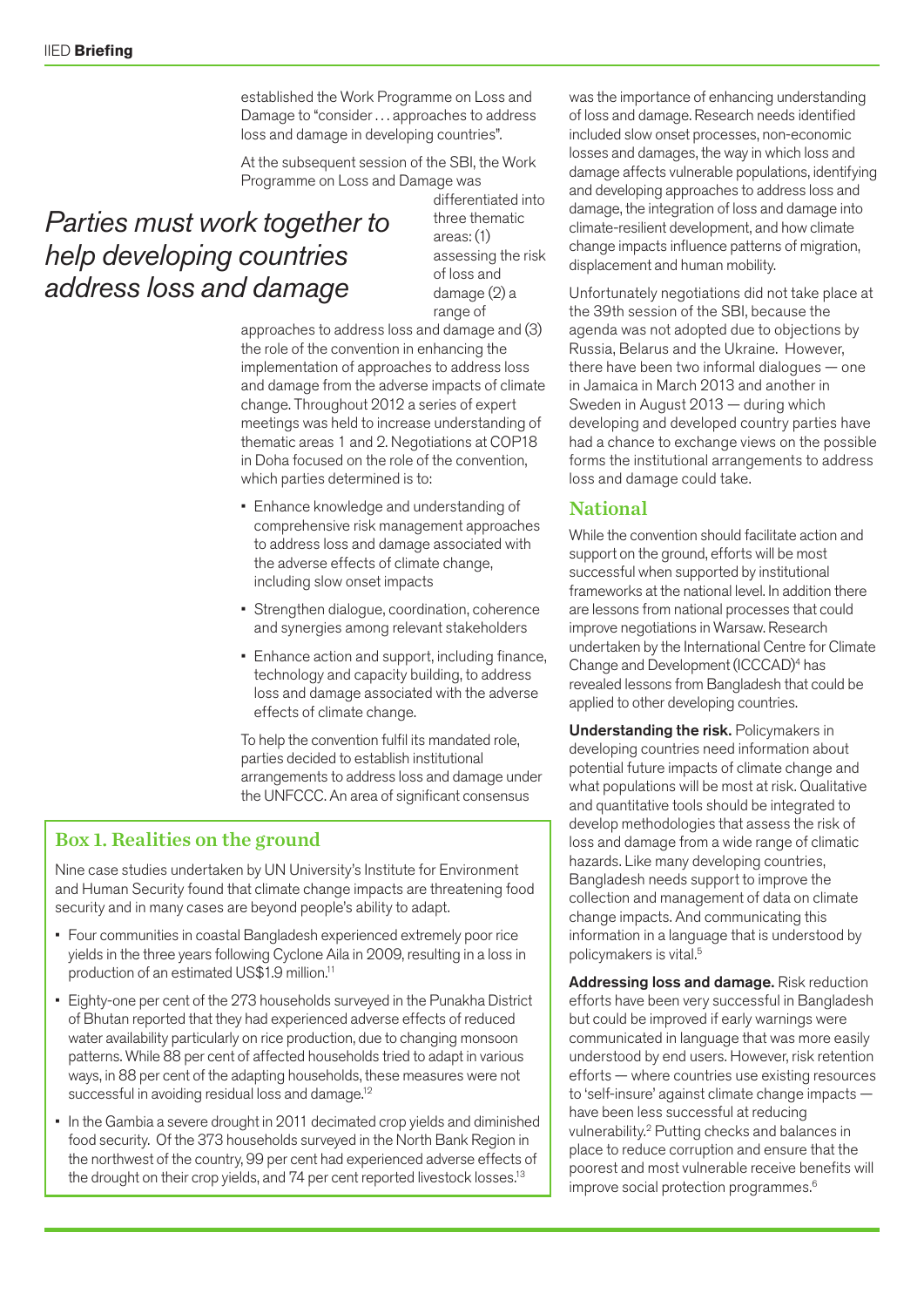established the Work Programme on Loss and Damage to "consider … approaches to address loss and damage in developing countries".

At the subsequent session of the SBI, the Work Programme on Loss and Damage was differentiated into three thematic areas: (1) assessing the risk of loss and damage (2) a range of approaches to address loss and damage and (3) the role of the convention in enhancing the implementation of approaches to address loss and damage from the adverse impacts of climate change. Throughout 2012 a series of expert meetings was held to increase understanding of thematic areas 1 and 2. Negotiations at COP18 in Doha focused on the role of the convention, which parties determined is to:

*Parties must work together to help developing countries address loss and damage*

- Enhance knowledge and understanding of comprehensive risk management approaches to address loss and damage associated with the adverse effects of climate change, including slow onset impacts
- Strengthen dialogue, coordination, coherence and synergies among relevant stakeholders
- Enhance action and support, including finance, technology and capacity building, to address loss and damage associated with the adverse effects of climate change.

To help the convention fulfil its mandated role, parties decided to establish institutional arrangements to address loss and damage under the UNFCCC. An area of significant consensus was the importance of enhancing understanding of loss and damage. Research needs identified included slow onset processes, non-economic losses and damages, the way in which loss and damage affects vulnerable populations, identifying and developing approaches to address loss and damage, the integration of loss and damage into climate-resilient development, and how climate change impacts influence patterns of migration, displacement and human mobility.

Unfortunately negotiations did not take place at the 39th session of the SBI, because the agenda was not adopted due to objections by Russia, Belarus and the Ukraine. However, there have been two informal dialogues — one in Jamaica in March 2013 and another in Sweden in August 2013 — during which developing and developed country parties have had a chance to exchange views on the possible forms the institutional arrangements to address loss and damage could take.

## Box 1. Realities on the ground

Nine case studies undertaken by UN University's Institute for Environment and Human Security found that climate change impacts are threatening food security and in many cases are beyond people's ability to adapt.

- Four communities in coastal Bangladesh experienced extremely poor rice yields in the three years following Cyclone Aila in 2009, resulting in a loss in production of an estimated US$1.9 million.[11]
- Eighty-one per cent of the 273 households surveyed in the Punakha District of Bhutan reported that they had experienced adverse effects of reduced water availability particularly on rice production, due to changing monsoon patterns. While 88 per cent of affected households tried to adapt in various ways, in 88 per cent of the adapting households, these measures were not successful in avoiding residual loss and damage.[12]
- In the Gambia a severe drought in 2011 decimated crop yields and diminished food security. Of the 373 households surveyed in the North Bank Region in the northwest of the country, 99 per cent had experienced adverse effects of the drought on their crop yields, and 74 per cent reported livestock losses.[13]

## National

While the convention should facilitate action and support on the ground, efforts will be most successful when supported by institutional frameworks at the national level. In addition there are lessons from national processes that could improve negotiations in Warsaw. Research undertaken by the International Centre for Climate Change and Development (ICCCAD)[4] has revealed lessons from Bangladesh that could be applied to other developing countries.

**Understanding the risk.** Policymakers in developing countries need information about potential future impacts of climate change and what populations will be most at risk. Qualitative and quantitative tools should be integrated to develop methodologies that assess the risk of loss and damage from a wide range of climatic hazards. Like many developing countries, Bangladesh needs support to improve the collection and management of data on climate change impacts. And communicating this information in a language that is understood by policymakers is vital.[5]

**Addressing loss and damage.** Risk reduction efforts have been very successful in Bangladesh but could be improved if early warnings were communicated in language that was more easily understood by end users. However, risk retention efforts — where countries use existing resources to 'self-insure' against climate change impacts — have been less successful at reducing vulnerability.[2] Putting checks and balances in place to reduce corruption and ensure that the poorest and most vulnerable receive benefits will improve social protection programmes.[6]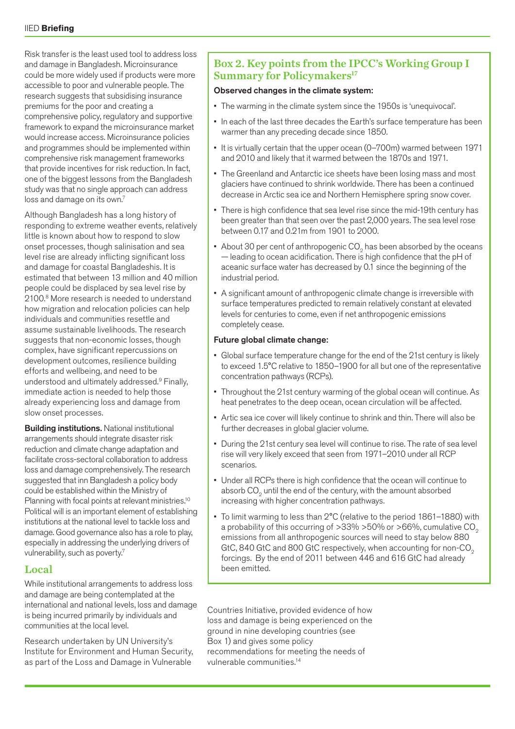Risk transfer is the least used tool to address loss and damage in Bangladesh. Microinsurance could be more widely used if products were more accessible to poor and vulnerable people. The research suggests that subsidising insurance premiums for the poor and creating a comprehensive policy, regulatory and supportive framework to expand the microinsurance market would increase access. Microinsurance policies and programmes should be implemented within comprehensive risk management frameworks that provide incentives for risk reduction. In fact, one of the biggest lessons from the Bangladesh study was that no single approach can address loss and damage on its own.[7]

Although Bangladesh has a long history of responding to extreme weather events, relatively little is known about how to respond to slow onset processes, though salinisation and sea level rise are already inflicting significant loss and damage for coastal Bangladeshis. It is estimated that between 13 million and 40 million people could be displaced by sea level rise by 2100.[8] More research is needed to understand how migration and relocation policies can help individuals and communities resettle and assume sustainable livelihoods. The research suggests that non-economic losses, though complex, have significant repercussions on development outcomes, resilience building efforts and wellbeing, and need to be understood and ultimately addressed.[9] Finally, immediate action is needed to help those already experiencing loss and damage from slow onset processes.

**Building institutions.** National institutional arrangements should integrate disaster risk reduction and climate change adaptation and facilitate cross-sectoral collaboration to address loss and damage comprehensively. The research suggested that inn Bangladesh a policy body could be established within the Ministry of Planning with focal points at relevant ministries.[10] Political will is an important element of establishing institutions at the national level to tackle loss and damage. Good governance also has a role to play, especially in addressing the underlying drivers of vulnerability, such as poverty.[7]

## Local

While institutional arrangements to address loss and damage are being contemplated at the international and national levels, loss and damage is being incurred primarily by individuals and communities at the local level.

Research undertaken by UN University's Institute for Environment and Human Security, as part of the Loss and Damage in Vulnerable Countries Initiative, provided evidence of how loss and damage is being experienced on the ground in nine developing countries (see Box 1) and gives some policy recommendations for meeting the needs of vulnerable communities.[14]

### Box 2. Key points from the IPCC's Working Group I Summary for Policymakers[17]

**Observed changes in the climate system:**

- The warming in the climate system since the 1950s is 'unequivocal'.
- In each of the last three decades the Earth's surface temperature has been warmer than any preceding decade since 1850.
- It is virtually certain that the upper ocean (0–700m) warmed between 1971 and 2010 and likely that it warmed between the 1870s and 1971.
- The Greenland and Antarctic ice sheets have been losing mass and most glaciers have continued to shrink worldwide. There has been a continued decrease in Arctic sea ice and Northern Hemisphere spring snow cover.
- There is high confidence that sea level rise since the mid-19th century has been greater than that seen over the past 2,000 years. The sea level rose between 0.17 and 0.21m from 1901 to 2000.
- About 30 per cent of anthropogenic $CO_2$ has been absorbed by the oceans — leading to ocean acidification. There is high confidence that the pH of aceanic surface water has decreased by 0.1 since the beginning of the industrial period.
- A significant amount of anthropogenic climate change is irreversible with surface temperatures predicted to remain relatively constant at elevated levels for centuries to come, even if net anthropogenic emissions completely cease.

**Future global climate change:**

- Global surface temperature change for the end of the 21st century is likely to exceed 1.5°C relative to 1850–1900 for all but one of the representative concentration pathways (RCPs).
- Throughout the 21st century warming of the global ocean will continue. As heat penetrates to the deep ocean, ocean circulation will be affected.
- Artic sea ice cover will likely continue to shrink and thin. There will also be further decreases in global glacier volume.
- During the 21st century sea level will continue to rise. The rate of sea level rise will very likely exceed that seen from 1971–2010 under all RCP scenarios.
- Under all RCPs there is high confidence that the ocean will continue to absorb $CO_2$ until the end of the century, with the amount absorbed increasing with higher concentration pathways.
- To limit warming to less than 2°C (relative to the period 1861–1880) with a probability of this occurring of >33% >50% or >66%, cumulative $CO_2$ emissions from all anthropogenic sources will need to stay below 880 GtC, 840 GtC and 800 GtC respectively, when accounting for non-$CO_2$ forcings. By the end of 2011 between 446 and 616 GtC had already been emitted.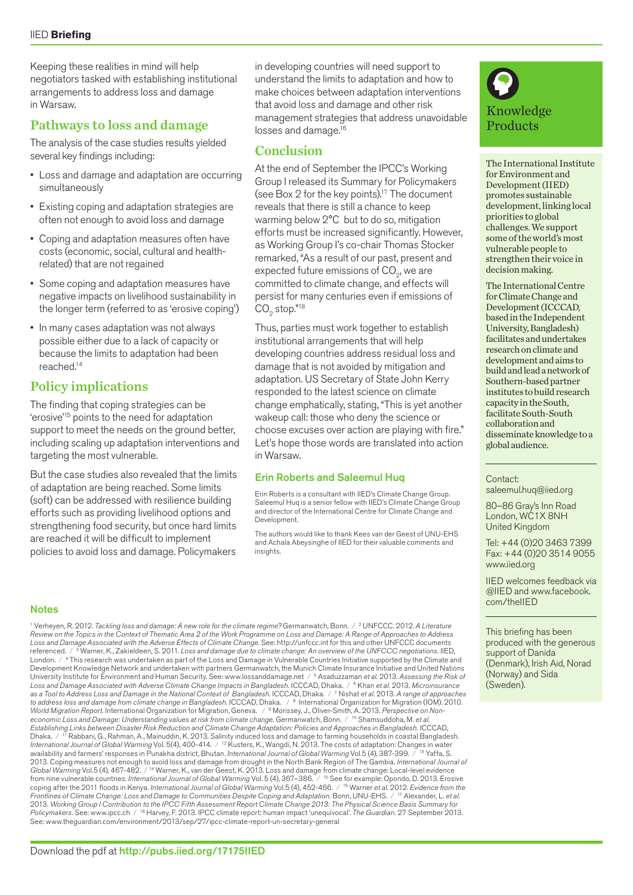Keeping these realities in mind will help negotiators tasked with establishing institutional arrangements to address loss and damage in Warsaw.

## Pathways to loss and damage

The analysis of the case studies results yielded several key findings including:

- Loss and damage and adaptation are occurring simultaneously
- Existing coping and adaptation strategies are often not enough to avoid loss and damage
- Coping and adaptation measures often have costs (economic, social, cultural and health-related) that are not regained
- Some coping and adaptation measures have negative impacts on livelihood sustainability in the longer term (referred to as 'erosive coping')
- In many cases adaptation was not always possible either due to a lack of capacity or because the limits to adaptation had been reached.[14]

## Policy implications

The finding that coping strategies can be 'erosive'[15] points to the need for adaptation support to meet the needs on the ground better, including scaling up adaptation interventions and targeting the most vulnerable.

But the case studies also revealed that the limits of adaptation are being reached. Some limits (soft) can be addressed with resilience building efforts such as providing livelihood options and strengthening food security, but once hard limits are reached it will be difficult to implement policies to avoid loss and damage. Policymakers in developing countries will need support to understand the limits to adaptation and how to make choices between adaptation interventions that avoid loss and damage and other risk management strategies that address unavoidable losses and damage.[16]

## Conclusion

At the end of September the IPCC's Working Group I released its Summary for Policymakers (see Box 2 for the key points).[17] The document reveals that there is still a chance to keep warming below 2°C but to do so, mitigation efforts must be increased significantly. However, as Working Group I's co-chair Thomas Stocker remarked, "As a result of our past, present and expected future emissions of $CO_2$, we are committed to climate change, and effects will persist for many centuries even if emissions of $CO_2$ stop."[18]

Thus, parties must work together to establish institutional arrangements that will help developing countries address residual loss and damage that is not avoided by mitigation and adaptation. US Secretary of State John Kerry responded to the latest science on climate change emphatically, stating, "This is yet another wakeup call: those who deny the science or choose excuses over action are playing with fire." Let's hope those words are translated into action in Warsaw.

### Erin Roberts and Saleemul Huq

Erin Roberts is a consultant with IIED's Climate Change Group. Saleemul Huq is a senior fellow with IIED's Climate Change Group and director of the International Centre for Climate Change and Development.

The authors would like to thank Kees van der Geest of UNU-EHS and Achala Abeysinghe of IIED for their valuable comments and insights.

## Knowledge Products

The International Institute for Environment and Development (IIED) promotes sustainable development, linking local priorities to global challenges. We support some of the world's most vulnerable people to strengthen their voice in decision making.

The International Centre for Climate Change and Development (ICCCAD, based in the Independent University, Bangladesh) facilitates and undertakes research on climate and development and aims to build and lead a network of Southern-based partner institutes to build research capacity in the South, facilitate South-South collaboration and disseminate knowledge to a global audience.

Contact:
saleemul.huq@iied.org

80–86 Gray's Inn Road
London, WC1X 8NH
United Kingdom

Tel: +44 (0)20 3463 7399
Fax: +44 (0)20 3514 9055
www.iied.org

IIED welcomes feedback via @IIED and www.facebook.com/theIIED

This briefing has been produced with the generous support of Danida (Denmark), Irish Aid, Norad (Norway) and Sida (Sweden).

## Notes

[1] Verheyen, R. 2012. *Tackling loss and damage: A new role for the climate regime?* Germanwatch, Bonn. / [2] UNFCCC. 2012. *A Literature Review on the Topics in the Context of Thematic Area 2 of the Work Programme on Loss and Damage: A Range of Approaches to Address Loss and Damage Associated with the Adverse Effects of Climate Change.* See: http://unfccc.int for this and other UNFCCC documents referenced. / [3] Warner, K., Zakieldeen, S. 2011. *Loss and damage due to climate change: An overview of the UNFCCC negotiations.* IIED, London. / [4] This research was undertaken as part of the Loss and Damage in Vulnerable Countries Initiative supported by the Climate and Development Knowledge Network and undertaken with partners Germanwatch, the Munich Climate Insurance Initiative and United Nations University Institute for Environment and Human Security. See: www.lossanddamage.net / [5] Asaduzzaman *et al.* 2013. *Assessing the Risk of Loss and Damage Associated with Adverse Climate Change Impacts in Bangladesh.* ICCCAD, Dhaka. / [6] Khan *et al.* 2013. *Microinsurance as a Tool to Address Loss and Damage in the National Context of Bangladesh.* ICCCAD, Dhaka. / [7] Nishat *et al.* 2013. *A range of approaches to address loss and damage from climate change in Bangladesh.* ICCCAD, Dhaka. / [8] International Organization for Migration (IOM). 2010. *World Migration Report.* International Organization for Migration, Geneva. / [9] Morissey, J., Oliver-Smith, A. 2013. *Perspective on Non-economic Loss and Damage: Understanding values at risk from climate change.* Germanwatch, Bonn. / [10] Shamsuddoha, M. *et al. Establishing Links between Disaster Risk Reduction and Climate Change Adaptation: Policies and Approaches in Bangladesh.* ICCCAD, Dhaka. / [11] Rabbani, G., Rahman, A., Mainuddin, K. 2013. Salinity induced loss and damage to farming households in coastal Bangladesh. *International Journal of Global Warming* Vol. 5(4), 400-414. / [12] Kusters, K., Wangdi, N. 2013. The costs of adaptation: Changes in water availability and farmers' responses in Punakha district, Bhutan. *International Journal of Global Warming* Vol.5 (4), 387-399. / [13] Yaffa, S. 2013. Coping measures not enough to avoid loss and damage from drought in the North Bank Region of The Gambia. *International Journal of Global Warming* Vol.5 (4), 467-482. / [14] Warner, K., van der Geest, K. 2013. Loss and damage from climate change: Local-level evidence from nine vulnerable countries. *International Journal of Global Warming* Vol. 5 (4), 367–386. / [15] See for example: Opondo, D. 2013. Erosive coping after the 2011 floods in Kenya. *International Journal of Global Warming* Vol.5 (4), 452-466. / [16] Warner *et al.* 2012. *Evidence from the Frontlines of Climate Change: Loss and Damage to Communities Despite Coping and Adaptation.* Bonn, UNU-EHS. / [17] Alexander, L. *et al.* 2013. *Working Group I Contribution to the IPCC Fifth Assessment Report Climate Change 2013: The Physical Science Basis Summary for Policymakers.* See: www.ipcc.ch / [18] Harvey, F. 2013. IPCC climate report: human impact 'unequivocal'. *The Guardian.* 27 September 2013. See: www.theguardian.com/environment/2013/sep/27/ipcc-climate-report-un-secretary-general

Download the pdf at **http://pubs.iied.org/17175IIED**